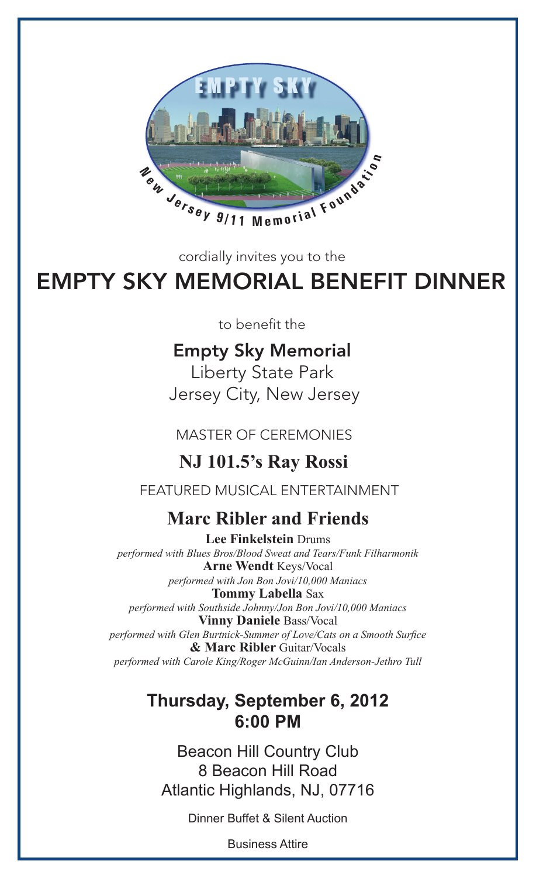EMPTY SKY

New Jersey 9/11 Memorial Foundation

cordially invites you to the

# EMPTY SKY MEMORIAL BENEFIT DINNER

to benefit the

## Empty Sky Memorial

Liberty State Park
Jersey City, New Jersey

MASTER OF CEREMONIES

## NJ 101.5's Ray Rossi

FEATURED MUSICAL ENTERTAINMENT

## Marc Ribler and Friends

**Lee Finkelstein** Drums
*performed with Blues Bros/Blood Sweat and Tears/Funk Filharmonik*

**Arne Wendt** Keys/Vocal
*performed with Jon Bon Jovi/10,000 Maniacs*

**Tommy Labella** Sax
*performed with Southside Johnny/Jon Bon Jovi/10,000 Maniacs*

**Vinny Daniele** Bass/Vocal
*performed with Glen Burtnick-Summer of Love/Cats on a Smooth Surfice*

**& Marc Ribler** Guitar/Vocals
*performed with Carole King/Roger McGuinn/Ian Anderson-Jethro Tull*

## Thursday, September 6, 2012
## 6:00 PM

Beacon Hill Country Club
8 Beacon Hill Road
Atlantic Highlands, NJ, 07716

Dinner Buffet & Silent Auction

Business Attire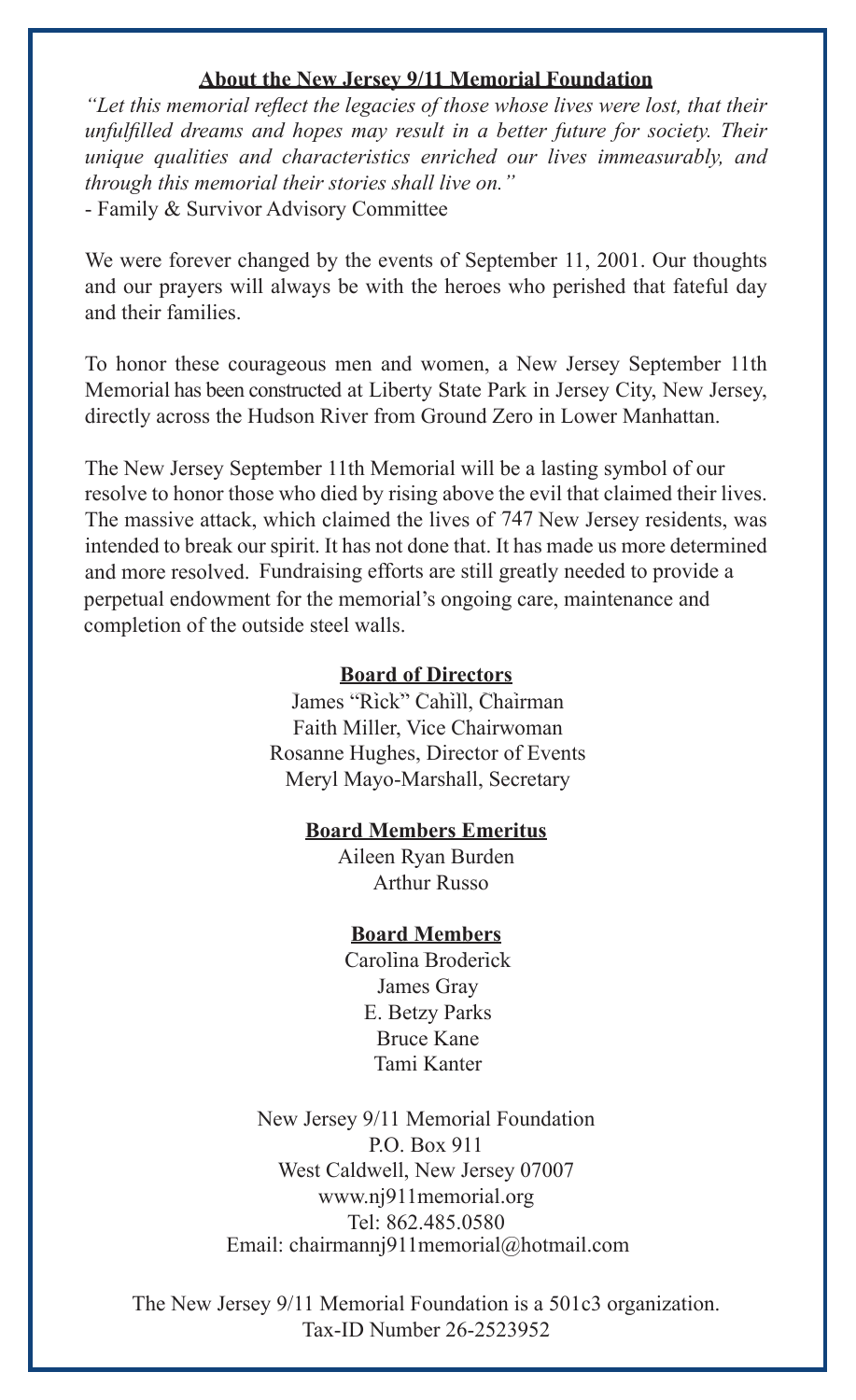## About the New Jersey 9/11 Memorial Foundation

*"Let this memorial reflect the legacies of those whose lives were lost, that their unfulfilled dreams and hopes may result in a better future for society. Their unique qualities and characteristics enriched our lives immeasurably, and through this memorial their stories shall live on."*

- Family & Survivor Advisory Committee

We were forever changed by the events of September 11, 2001. Our thoughts and our prayers will always be with the heroes who perished that fateful day and their families.

To honor these courageous men and women, a New Jersey September 11th Memorial has been constructed at Liberty State Park in Jersey City, New Jersey, directly across the Hudson River from Ground Zero in Lower Manhattan.

The New Jersey September 11th Memorial will be a lasting symbol of our resolve to honor those who died by rising above the evil that claimed their lives. The massive attack, which claimed the lives of 747 New Jersey residents, was intended to break our spirit. It has not done that. It has made us more determined and more resolved. Fundraising efforts are still greatly needed to provide a perpetual endowment for the memorial's ongoing care, maintenance and completion of the outside steel walls.

### Board of Directors

James "Rick" Cahill, Chairman
Faith Miller, Vice Chairwoman
Rosanne Hughes, Director of Events
Meryl Mayo-Marshall, Secretary

### Board Members Emeritus

Aileen Ryan Burden
Arthur Russo

### Board Members

Carolina Broderick
James Gray
E. Betzy Parks
Bruce Kane
Tami Kanter

New Jersey 9/11 Memorial Foundation
P.O. Box 911
West Caldwell, New Jersey 07007
www.nj911memorial.org
Tel: 862.485.0580
Email: chairmannj911memorial@hotmail.com

The New Jersey 9/11 Memorial Foundation is a 501c3 organization.
Tax-ID Number 26-2523952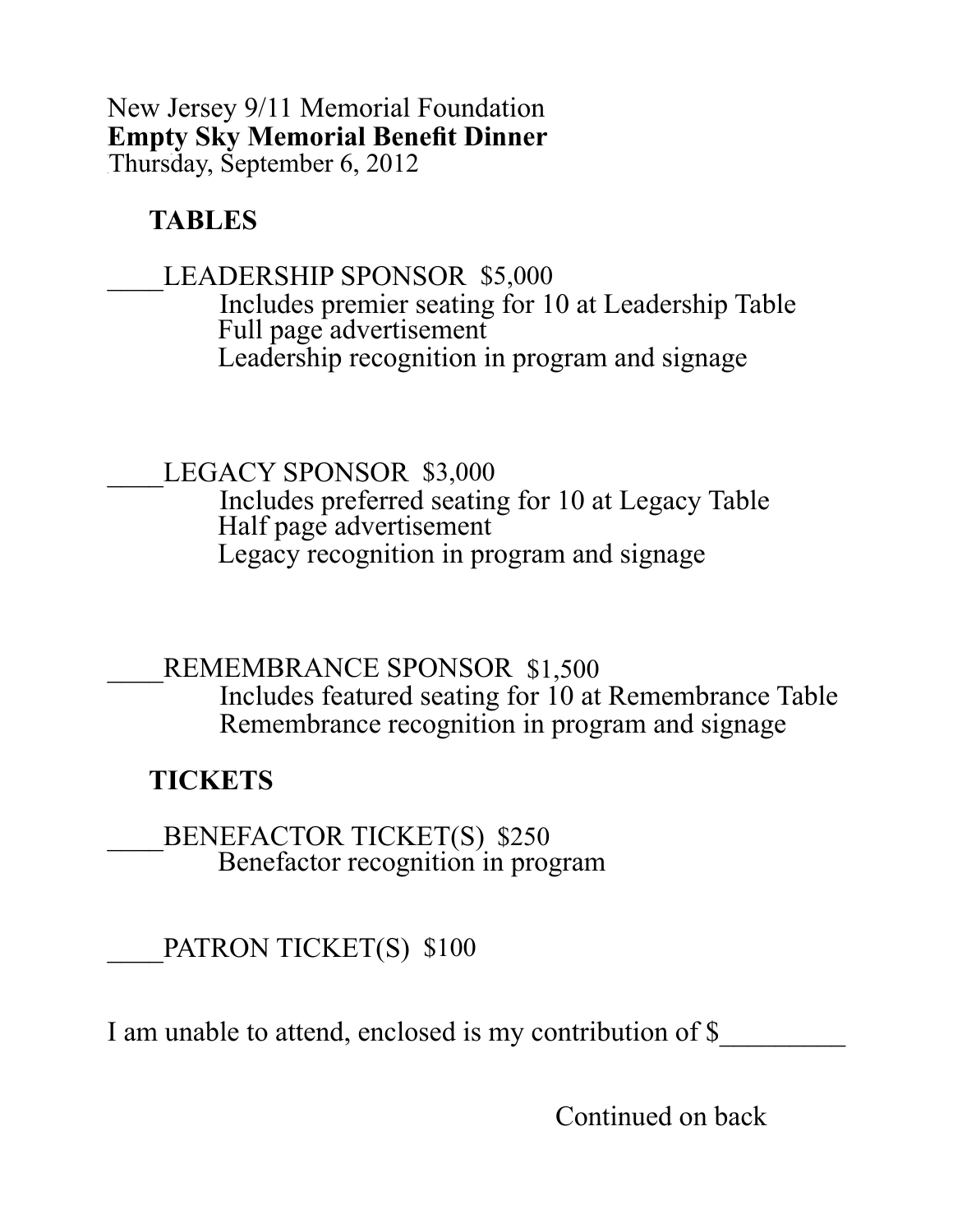New Jersey 9/11 Memorial Foundation
**Empty Sky Memorial Benefit Dinner**
Thursday, September 6, 2012

## TABLES

____LEADERSHIP SPONSOR  $5,000

Includes premier seating for 10 at Leadership Table
Full page advertisement
Leadership recognition in program and signage

____LEGACY SPONSOR  $3,000

Includes preferred seating for 10 at Legacy Table
Half page advertisement
Legacy recognition in program and signage

____REMEMBRANCE SPONSOR  $1,500

Includes featured seating for 10 at Remembrance Table
Remembrance recognition in program and signage

## TICKETS

____BENEFACTOR TICKET(S)  $250

Benefactor recognition in program

____PATRON TICKET(S)  $100

I am unable to attend, enclosed is my contribution of $_________

Continued on back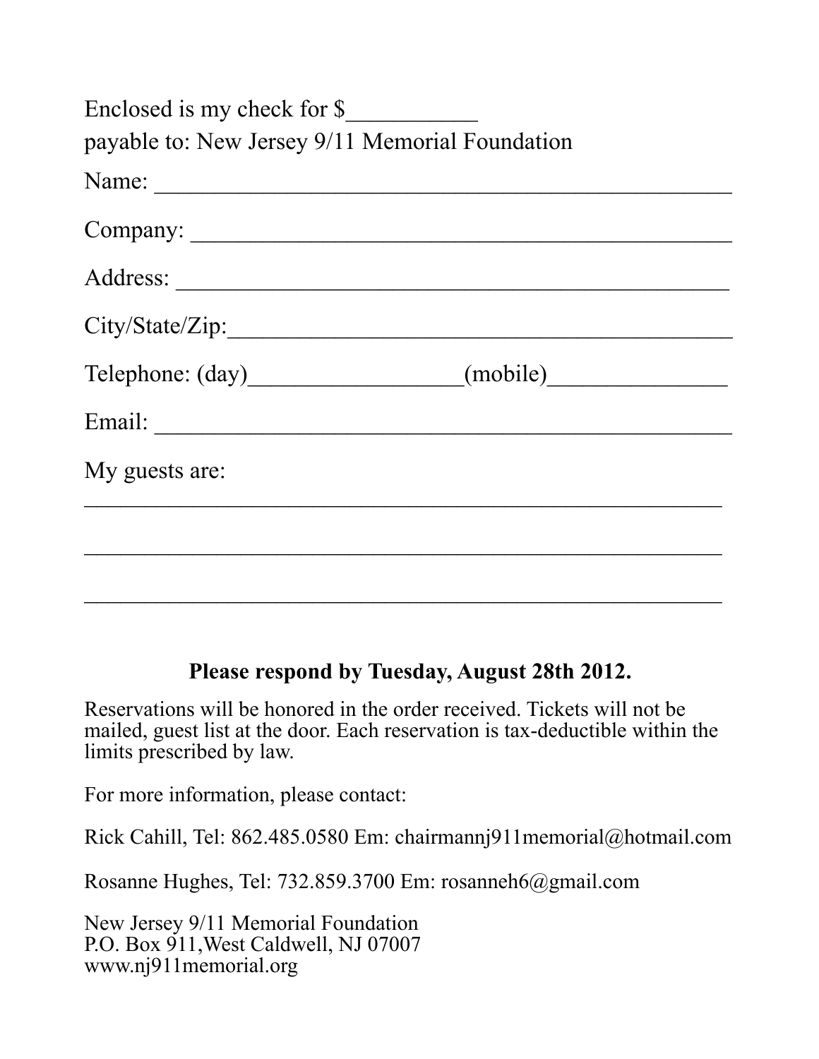Enclosed is my check for $___________

payable to: New Jersey 9/11 Memorial Foundation

Name: ________________________________________________

Company: ______________________________________________

Address: ______________________________________________

City/State/Zip:__________________________________________

Telephone: (day)__________________(mobile)_______________

Email: ________________________________________________

My guests are:

________________________________________________________

________________________________________________________

________________________________________________________

**Please respond by Tuesday, August 28th 2012.**

Reservations will be honored in the order received. Tickets will not be mailed, guest list at the door. Each reservation is tax-deductible within the limits prescribed by law.

For more information, please contact:

Rick Cahill, Tel: 862.485.0580 Em: chairmannj911memorial@hotmail.com

Rosanne Hughes, Tel: 732.859.3700 Em: rosanneh6@gmail.com

New Jersey 9/11 Memorial Foundation
P.O. Box 911,West Caldwell, NJ 07007
www.nj911memorial.org